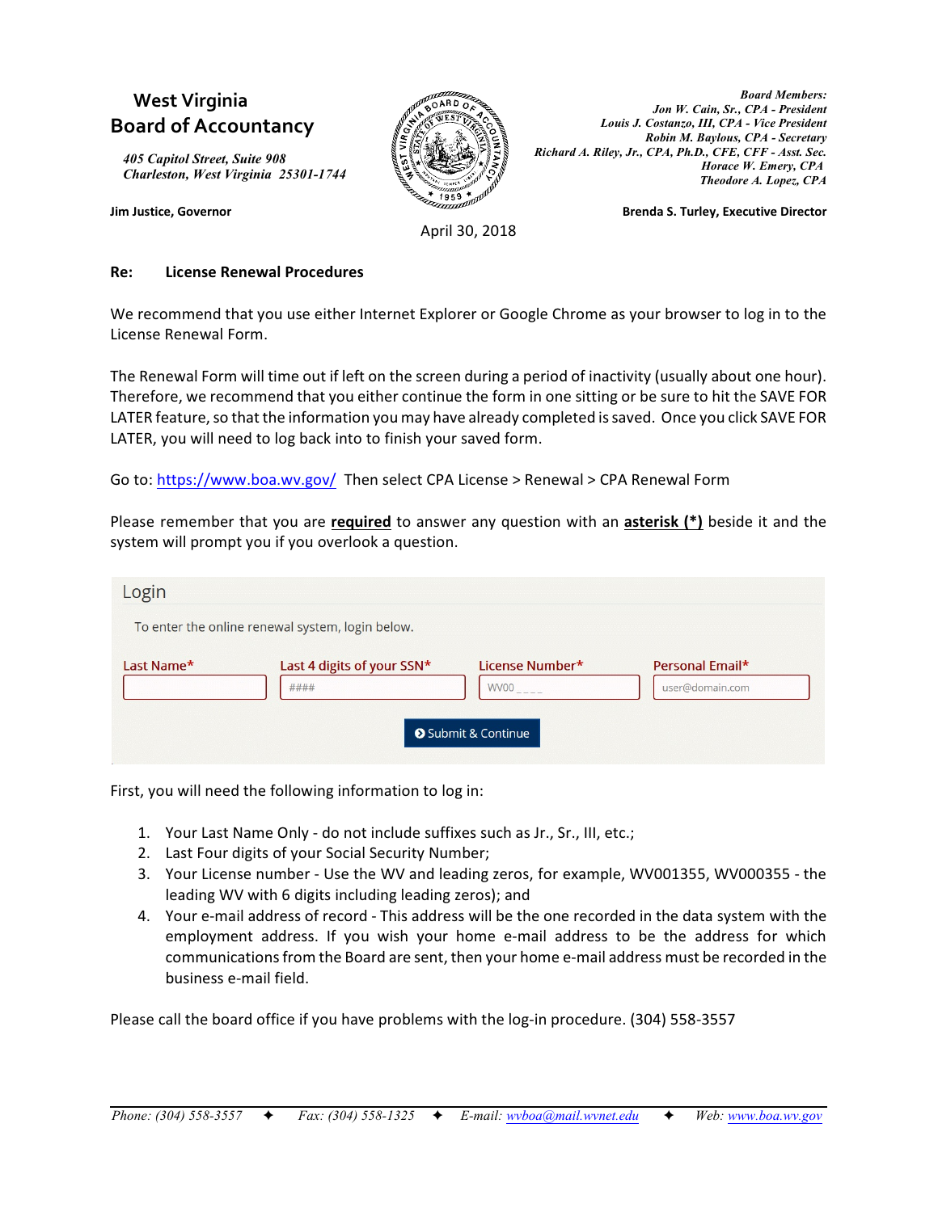# West Virginia Board of Accountancy

*405 Capitol Street, Suite 908*
*Charleston, West Virginia 25301-1744*

**Jim Justice, Governor**

***Board Members:***
*Jon W. Cain, Sr., CPA - President*
*Louis J. Costanzo, III, CPA - Vice President*
*Robin M. Baylous, CPA - Secretary*
*Richard A. Riley, Jr., CPA, Ph.D., CFE, CFF - Asst. Sec.*
*Horace W. Emery, CPA*
*Theodore A. Lopez, CPA*

**Brenda S. Turley, Executive Director**

April 30, 2018

**Re: License Renewal Procedures**

We recommend that you use either Internet Explorer or Google Chrome as your browser to log in to the License Renewal Form.

The Renewal Form will time out if left on the screen during a period of inactivity (usually about one hour). Therefore, we recommend that you either continue the form in one sitting or be sure to hit the SAVE FOR LATER feature, so that the information you may have already completed is saved. Once you click SAVE FOR LATER, you will need to log back into to finish your saved form.

Go to: https://www.boa.wv.gov/ Then select CPA License > Renewal > CPA Renewal Form

Please remember that you are **required** to answer any question with an **asterisk (*)** beside it and the system will prompt you if you overlook a question.

**Login**

To enter the online renewal system, login below.

| Last Name* | Last 4 digits of your SSN* | License Number* | Personal Email* |
|---|---|---|---|
| | #### | WV00 _ _ _ _ | user@domain.com |

Submit & Continue

First, you will need the following information to log in:

1. Your Last Name Only - do not include suffixes such as Jr., Sr., III, etc.;
2. Last Four digits of your Social Security Number;
3. Your License number - Use the WV and leading zeros, for example, WV001355, WV000355 - the leading WV with 6 digits including leading zeros); and
4. Your e-mail address of record - This address will be the one recorded in the data system with the employment address. If you wish your home e-mail address to be the address for which communications from the Board are sent, then your home e-mail address must be recorded in the business e-mail field.

Please call the board office if you have problems with the log-in procedure. (304) 558-3557

*Phone: (304) 558-3557* ✦ *Fax: (304) 558-1325* ✦ *E-mail: wvboa@mail.wvnet.edu* ✦ *Web: www.boa.wv.gov*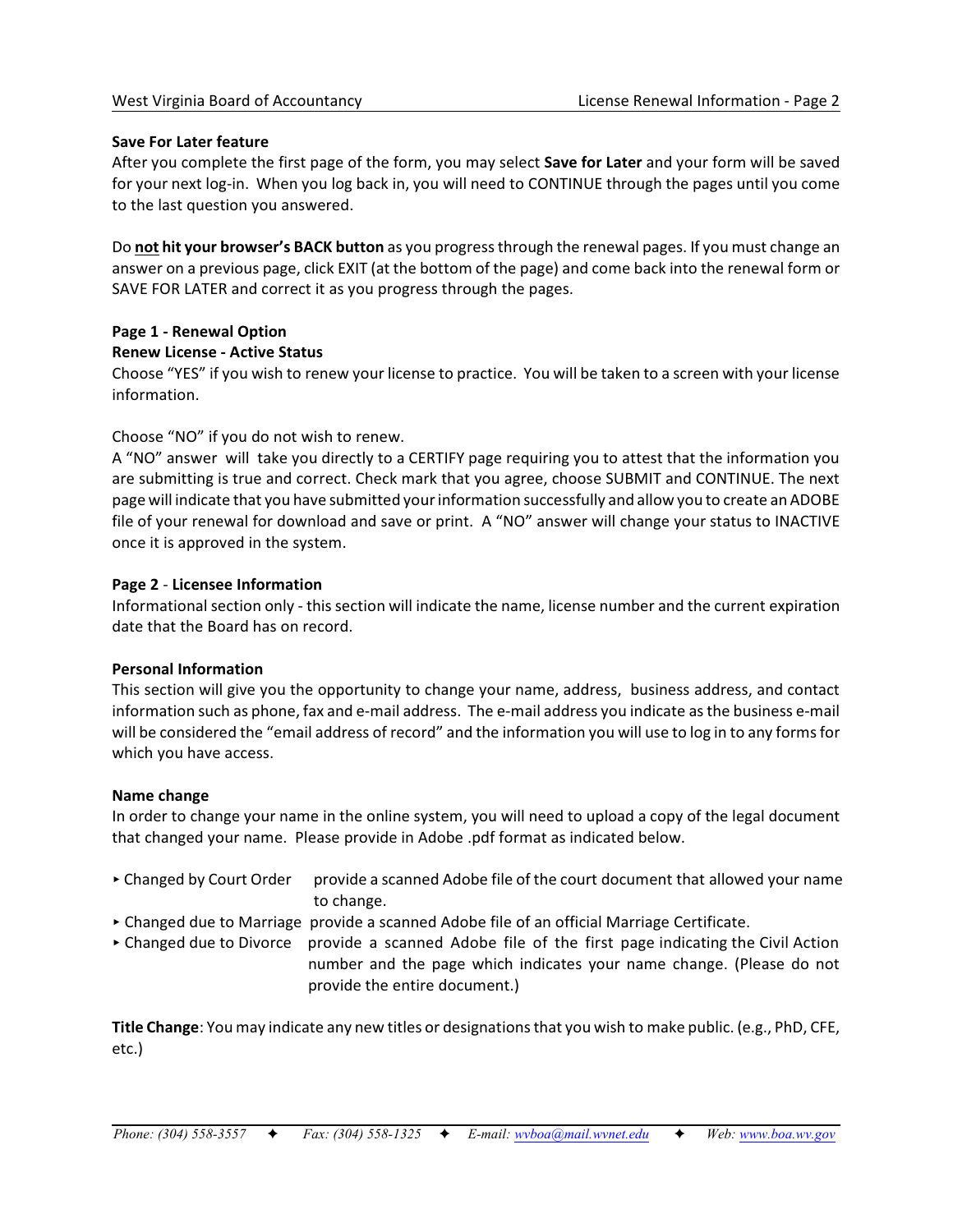**Save For Later feature**

After you complete the first page of the form, you may select **Save for Later** and your form will be saved for your next log-in. When you log back in, you will need to CONTINUE through the pages until you come to the last question you answered.

Do **not hit your browser's BACK button** as you progress through the renewal pages. If you must change an answer on a previous page, click EXIT (at the bottom of the page) and come back into the renewal form or SAVE FOR LATER and correct it as you progress through the pages.

**Page 1 - Renewal Option**

**Renew License - Active Status**

Choose "YES" if you wish to renew your license to practice. You will be taken to a screen with your license information.

Choose "NO" if you do not wish to renew.

A "NO" answer will take you directly to a CERTIFY page requiring you to attest that the information you are submitting is true and correct. Check mark that you agree, choose SUBMIT and CONTINUE. The next page will indicate that you have submitted your information successfully and allow you to create an ADOBE file of your renewal for download and save or print. A "NO" answer will change your status to INACTIVE once it is approved in the system.

**Page 2** - **Licensee Information**

Informational section only - this section will indicate the name, license number and the current expiration date that the Board has on record.

**Personal Information**

This section will give you the opportunity to change your name, address, business address, and contact information such as phone, fax and e-mail address. The e-mail address you indicate as the business e-mail will be considered the "email address of record" and the information you will use to log in to any forms for which you have access.

**Name change**

In order to change your name in the online system, you will need to upload a copy of the legal document that changed your name. Please provide in Adobe .pdf format as indicated below.

- Changed by Court Order — provide a scanned Adobe file of the court document that allowed your name to change.
- Changed due to Marriage — provide a scanned Adobe file of an official Marriage Certificate.
- Changed due to Divorce — provide a scanned Adobe file of the first page indicating the Civil Action number and the page which indicates your name change. (Please do not provide the entire document.)

**Title Change**: You may indicate any new titles or designations that you wish to make public. (e.g., PhD, CFE, etc.)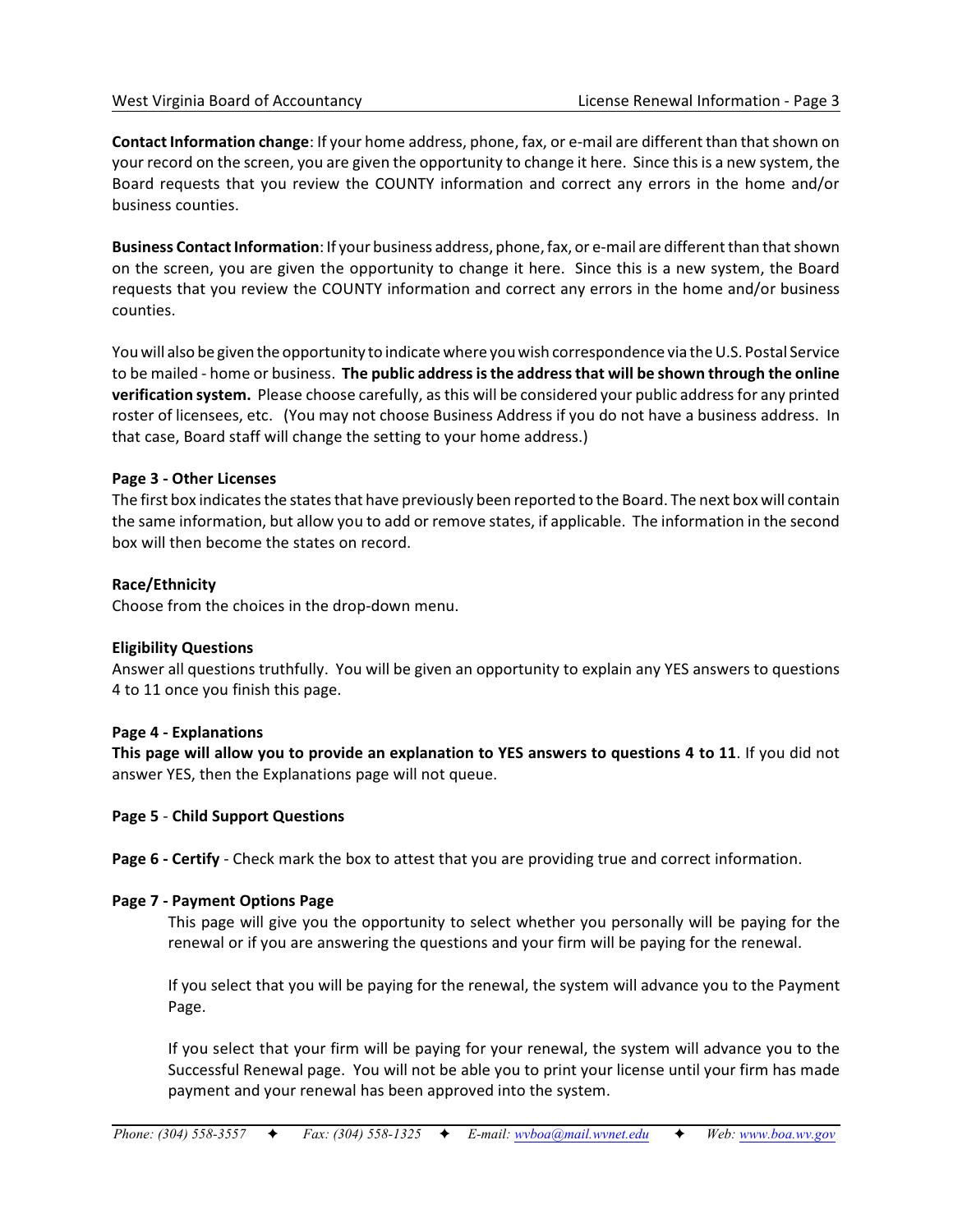**Contact Information change**: If your home address, phone, fax, or e-mail are different than that shown on your record on the screen, you are given the opportunity to change it here. Since this is a new system, the Board requests that you review the COUNTY information and correct any errors in the home and/or business counties.

**Business Contact Information**: If your business address, phone, fax, or e-mail are different than that shown on the screen, you are given the opportunity to change it here. Since this is a new system, the Board requests that you review the COUNTY information and correct any errors in the home and/or business counties.

You will also be given the opportunity to indicate where you wish correspondence via the U.S. Postal Service to be mailed - home or business. **The public address is the address that will be shown through the online verification system.** Please choose carefully, as this will be considered your public address for any printed roster of licensees, etc. (You may not choose Business Address if you do not have a business address. In that case, Board staff will change the setting to your home address.)

**Page 3 - Other Licenses**
The first box indicates the states that have previously been reported to the Board. The next box will contain the same information, but allow you to add or remove states, if applicable. The information in the second box will then become the states on record.

**Race/Ethnicity**
Choose from the choices in the drop-down menu.

**Eligibility Questions**
Answer all questions truthfully. You will be given an opportunity to explain any YES answers to questions 4 to 11 once you finish this page.

**Page 4 - Explanations**
**This page will allow you to provide an explanation to YES answers to questions 4 to 11**. If you did not answer YES, then the Explanations page will not queue.

**Page 5** - **Child Support Questions**

**Page 6 - Certify** - Check mark the box to attest that you are providing true and correct information.

**Page 7 - Payment Options Page**

This page will give you the opportunity to select whether you personally will be paying for the renewal or if you are answering the questions and your firm will be paying for the renewal.

If you select that you will be paying for the renewal, the system will advance you to the Payment Page.

If you select that your firm will be paying for your renewal, the system will advance you to the Successful Renewal page. You will not be able you to print your license until your firm has made payment and your renewal has been approved into the system.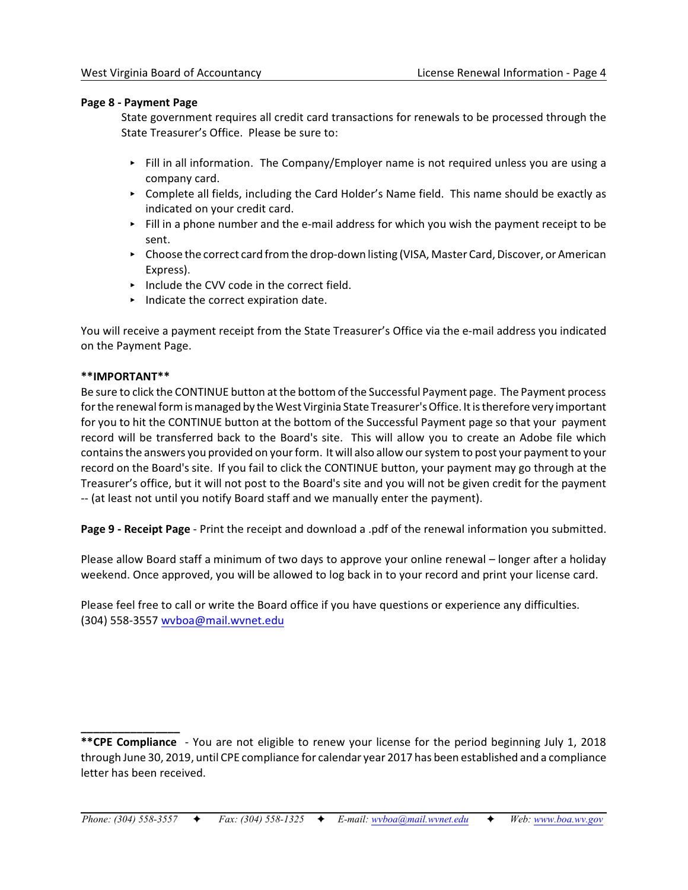**Page 8 - Payment Page**

State government requires all credit card transactions for renewals to be processed through the State Treasurer's Office. Please be sure to:

- Fill in all information. The Company/Employer name is not required unless you are using a company card.
- Complete all fields, including the Card Holder's Name field. This name should be exactly as indicated on your credit card.
- Fill in a phone number and the e-mail address for which you wish the payment receipt to be sent.
- Choose the correct card from the drop-down listing (VISA, Master Card, Discover, or American Express).
- Include the CVV code in the correct field.
- Indicate the correct expiration date.

You will receive a payment receipt from the State Treasurer's Office via the e-mail address you indicated on the Payment Page.

**\*\*IMPORTANT\*\***

Be sure to click the CONTINUE button at the bottom of the Successful Payment page. The Payment process for the renewal form is managed by the West Virginia State Treasurer's Office. It is therefore very important for you to hit the CONTINUE button at the bottom of the Successful Payment page so that your payment record will be transferred back to the Board's site. This will allow you to create an Adobe file which contains the answers you provided on your form. It will also allow our system to post your payment to your record on the Board's site. If you fail to click the CONTINUE button, your payment may go through at the Treasurer's office, but it will not post to the Board's site and you will not be given credit for the payment -- (at least not until you notify Board staff and we manually enter the payment).

**Page 9 - Receipt Page** - Print the receipt and download a .pdf of the renewal information you submitted.

Please allow Board staff a minimum of two days to approve your online renewal – longer after a holiday weekend. Once approved, you will be allowed to log back in to your record and print your license card.

Please feel free to call or write the Board office if you have questions or experience any difficulties.
(304) 558-3557 wvboa@mail.wvnet.edu

---

**\*\*CPE Compliance** - You are not eligible to renew your license for the period beginning July 1, 2018 through June 30, 2019, until CPE compliance for calendar year 2017 has been established and a compliance letter has been received.